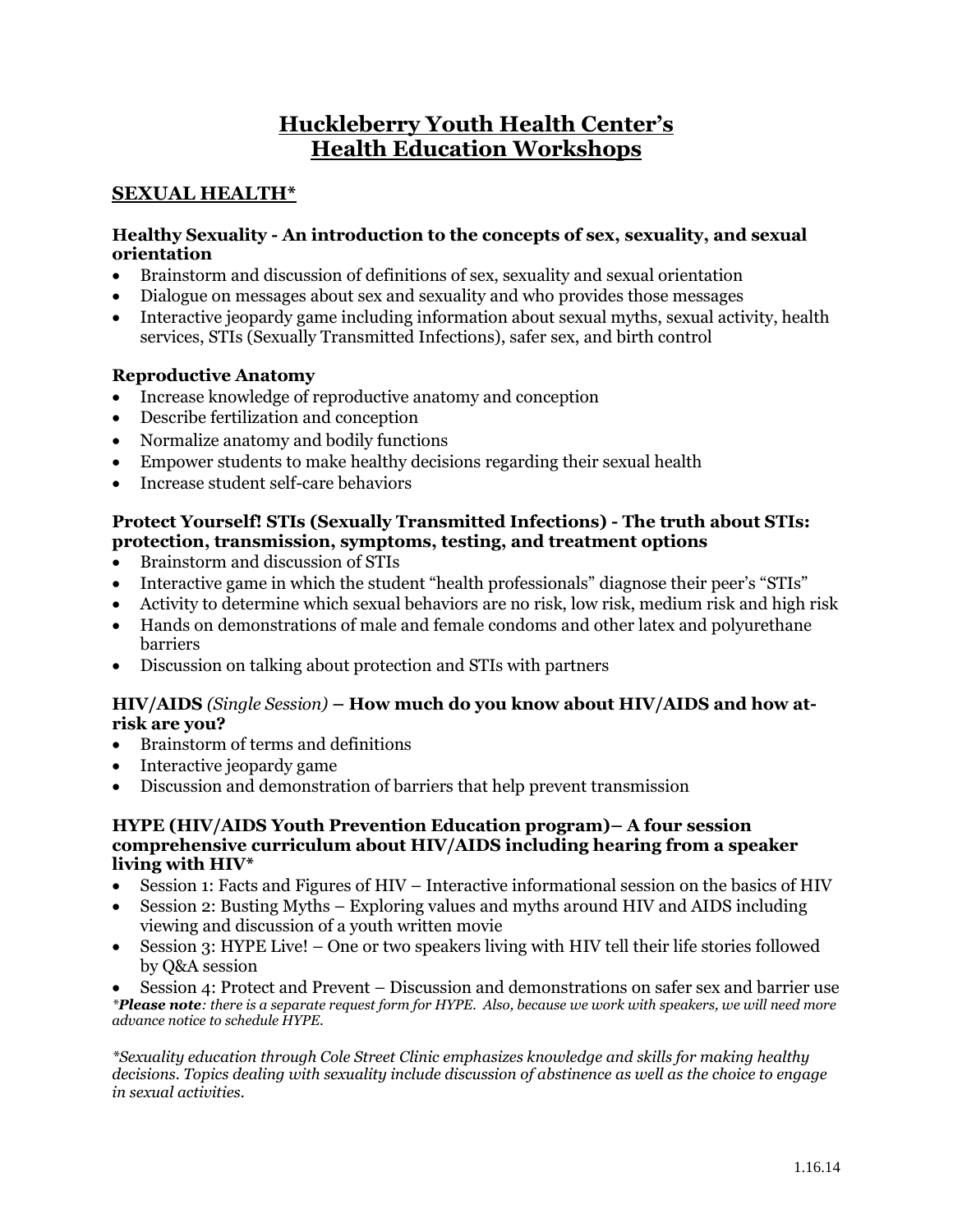# Huckleberry Youth Health Center's Health Education Workshops

## SEXUAL HEALTH*

**Healthy Sexuality - An introduction to the concepts of sex, sexuality, and sexual orientation**

- Brainstorm and discussion of definitions of sex, sexuality and sexual orientation
- Dialogue on messages about sex and sexuality and who provides those messages
- Interactive jeopardy game including information about sexual myths, sexual activity, health services, STIs (Sexually Transmitted Infections), safer sex, and birth control

**Reproductive Anatomy**

- Increase knowledge of reproductive anatomy and conception
- Describe fertilization and conception
- Normalize anatomy and bodily functions
- Empower students to make healthy decisions regarding their sexual health
- Increase student self-care behaviors

**Protect Yourself! STIs (Sexually Transmitted Infections) - The truth about STIs: protection, transmission, symptoms, testing, and treatment options**

- Brainstorm and discussion of STIs
- Interactive game in which the student "health professionals" diagnose their peer's "STIs"
- Activity to determine which sexual behaviors are no risk, low risk, medium risk and high risk
- Hands on demonstrations of male and female condoms and other latex and polyurethane barriers
- Discussion on talking about protection and STIs with partners

**HIV/AIDS** *(Single Session)* **– How much do you know about HIV/AIDS and how at-risk are you?**

- Brainstorm of terms and definitions
- Interactive jeopardy game
- Discussion and demonstration of barriers that help prevent transmission

**HYPE (HIV/AIDS Youth Prevention Education program)– A four session comprehensive curriculum about HIV/AIDS including hearing from a speaker living with HIV***

- Session 1: Facts and Figures of HIV – Interactive informational session on the basics of HIV
- Session 2: Busting Myths – Exploring values and myths around HIV and AIDS including viewing and discussion of a youth written movie
- Session 3: HYPE Live! – One or two speakers living with HIV tell their life stories followed by Q&A session
- Session 4: Protect and Prevent – Discussion and demonstrations on safer sex and barrier use

*\****Please note***: there is a separate request form for HYPE. Also, because we work with speakers, we will need more advance notice to schedule HYPE.*

**Sexuality education through Cole Street Clinic emphasizes knowledge and skills for making healthy decisions. Topics dealing with sexuality include discussion of abstinence as well as the choice to engage in sexual activities.*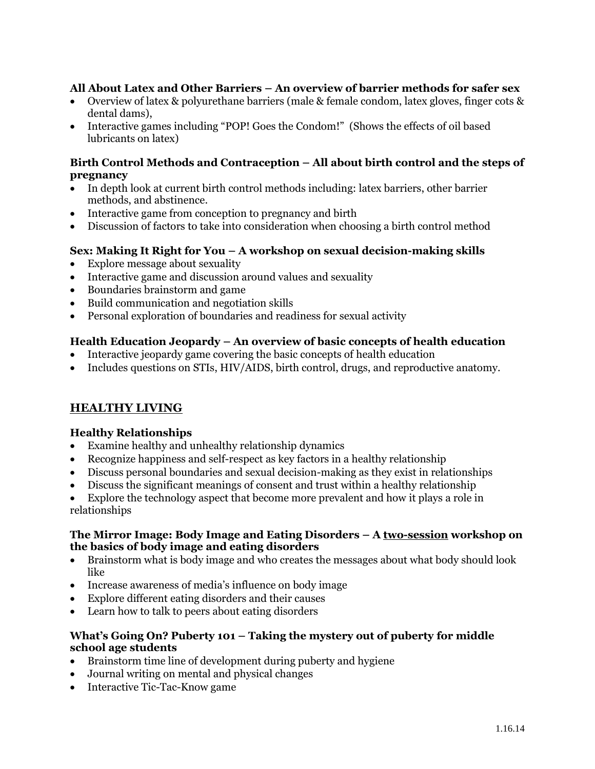**All About Latex and Other Barriers – An overview of barrier methods for safer sex**

- Overview of latex & polyurethane barriers (male & female condom, latex gloves, finger cots & dental dams),
- Interactive games including "POP! Goes the Condom!" (Shows the effects of oil based lubricants on latex)

**Birth Control Methods and Contraception – All about birth control and the steps of pregnancy**

- In depth look at current birth control methods including: latex barriers, other barrier methods, and abstinence.
- Interactive game from conception to pregnancy and birth
- Discussion of factors to take into consideration when choosing a birth control method

**Sex: Making It Right for You – A workshop on sexual decision-making skills**

- Explore message about sexuality
- Interactive game and discussion around values and sexuality
- Boundaries brainstorm and game
- Build communication and negotiation skills
- Personal exploration of boundaries and readiness for sexual activity

**Health Education Jeopardy – An overview of basic concepts of health education**

- Interactive jeopardy game covering the basic concepts of health education
- Includes questions on STIs, HIV/AIDS, birth control, drugs, and reproductive anatomy.

## HEALTHY LIVING

**Healthy Relationships**

- Examine healthy and unhealthy relationship dynamics
- Recognize happiness and self-respect as key factors in a healthy relationship
- Discuss personal boundaries and sexual decision-making as they exist in relationships
- Discuss the significant meanings of consent and trust within a healthy relationship
- Explore the technology aspect that become more prevalent and how it plays a role in relationships

**The Mirror Image: Body Image and Eating Disorders – A two-session workshop on the basics of body image and eating disorders**

- Brainstorm what is body image and who creates the messages about what body should look like
- Increase awareness of media's influence on body image
- Explore different eating disorders and their causes
- Learn how to talk to peers about eating disorders

**What's Going On? Puberty 101 – Taking the mystery out of puberty for middle school age students**

- Brainstorm time line of development during puberty and hygiene
- Journal writing on mental and physical changes
- Interactive Tic-Tac-Know game

1.16.14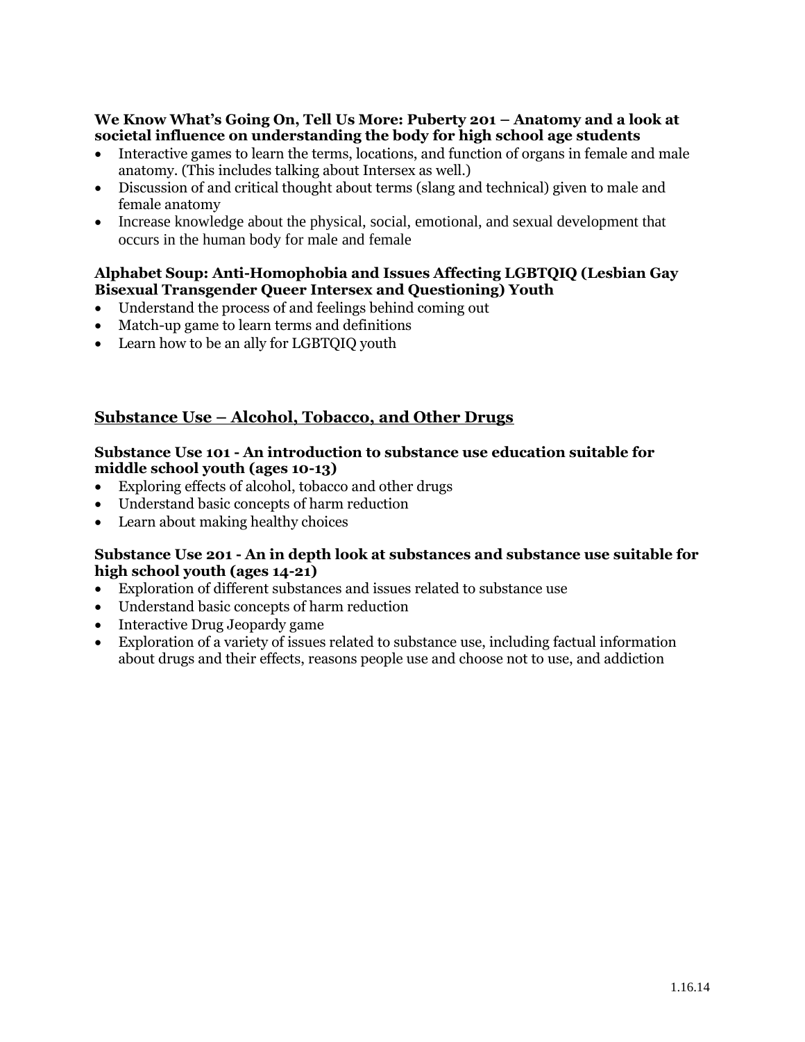**We Know What's Going On, Tell Us More: Puberty 201 – Anatomy and a look at societal influence on understanding the body for high school age students**

- Interactive games to learn the terms, locations, and function of organs in female and male anatomy. (This includes talking about Intersex as well.)
- Discussion of and critical thought about terms (slang and technical) given to male and female anatomy
- Increase knowledge about the physical, social, emotional, and sexual development that occurs in the human body for male and female

**Alphabet Soup: Anti-Homophobia and Issues Affecting LGBTQIQ (Lesbian Gay Bisexual Transgender Queer Intersex and Questioning) Youth**

- Understand the process of and feelings behind coming out
- Match-up game to learn terms and definitions
- Learn how to be an ally for LGBTQIQ youth

## Substance Use – Alcohol, Tobacco, and Other Drugs

**Substance Use 101 - An introduction to substance use education suitable for middle school youth (ages 10-13)**

- Exploring effects of alcohol, tobacco and other drugs
- Understand basic concepts of harm reduction
- Learn about making healthy choices

**Substance Use 201 - An in depth look at substances and substance use suitable for high school youth (ages 14-21)**

- Exploration of different substances and issues related to substance use
- Understand basic concepts of harm reduction
- Interactive Drug Jeopardy game
- Exploration of a variety of issues related to substance use, including factual information about drugs and their effects, reasons people use and choose not to use, and addiction

1.16.14